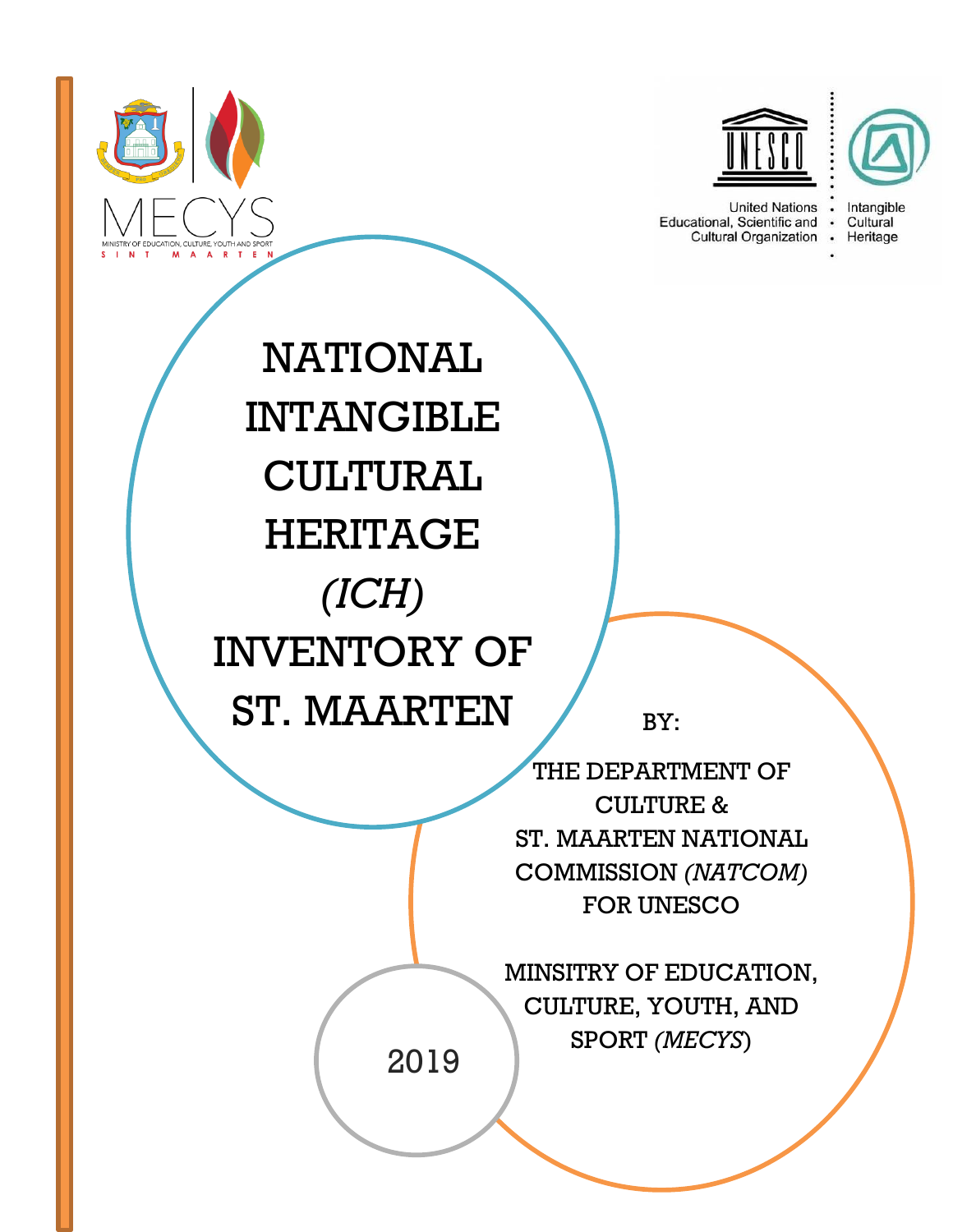MECYS

MINISTRY OF EDUCATION, CULTURE, YOUTH AND SPORT

SINT MAARTEN

United Nations Educational, Scientific and Cultural Organization

Intangible Cultural Heritage

# NATIONAL INTANGIBLE CULTURAL HERITAGE *(ICH)* INVENTORY OF ST. MAARTEN

BY:

THE DEPARTMENT OF CULTURE &
ST. MAARTEN NATIONAL COMMISSION *(NATCOM)* FOR UNESCO

MINSITRY OF EDUCATION, CULTURE, YOUTH, AND SPORT *(MECYS)*

2019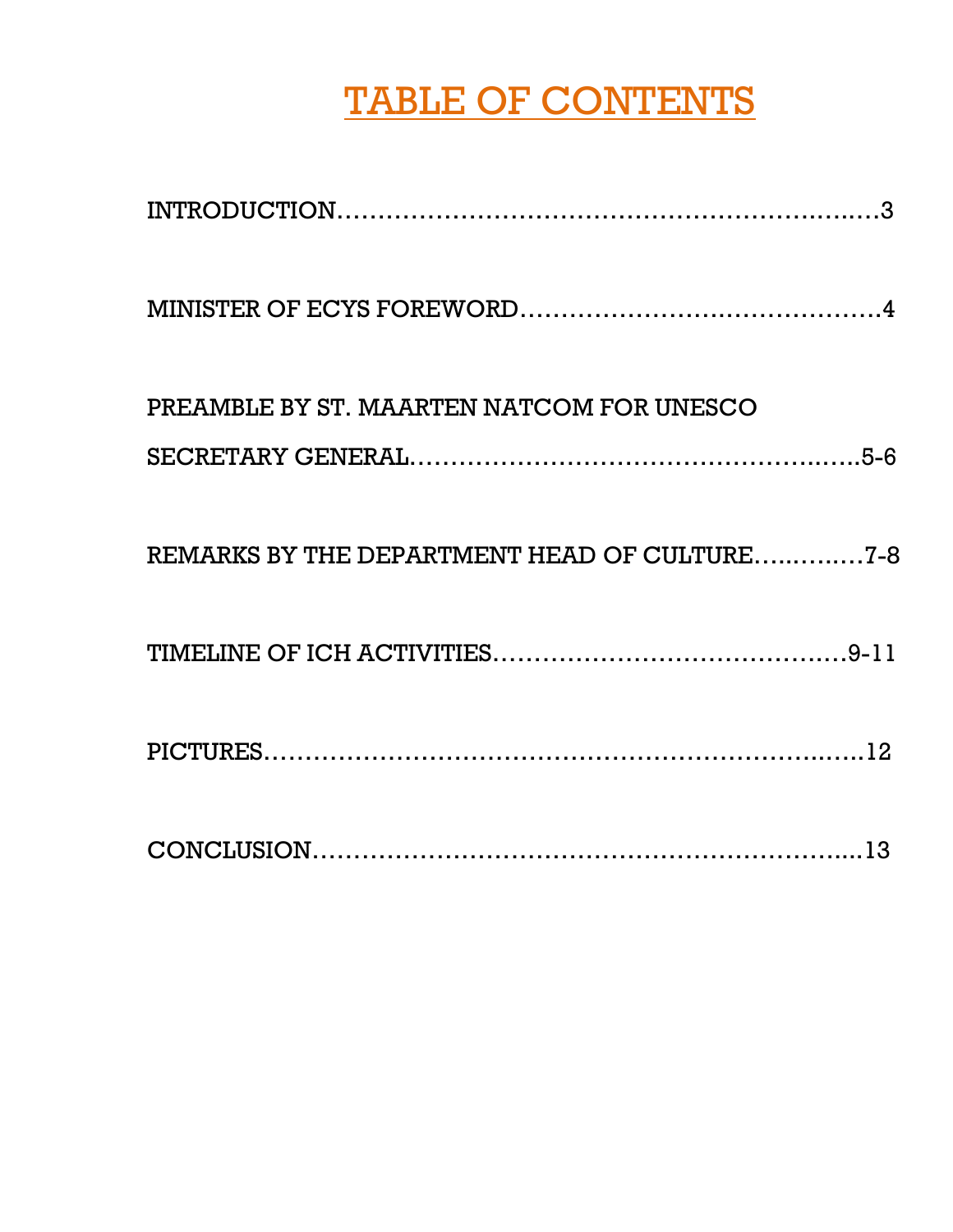# TABLE OF CONTENTS

INTRODUCTION……………………………………………………………..…3

MINISTER OF ECYS FOREWORD………………………………………4

PREAMBLE BY ST. MAARTEN NATCOM FOR UNESCO SECRETARY GENERAL……………………………………………..…..5-6

REMARKS BY THE DEPARTMENT HEAD OF CULTURE…..…..…7-8

TIMELINE OF ICH ACTIVITIES…………………………………….9-11

PICTURES………………………………………………………….……12

CONCLUSION…………………………………………………………....13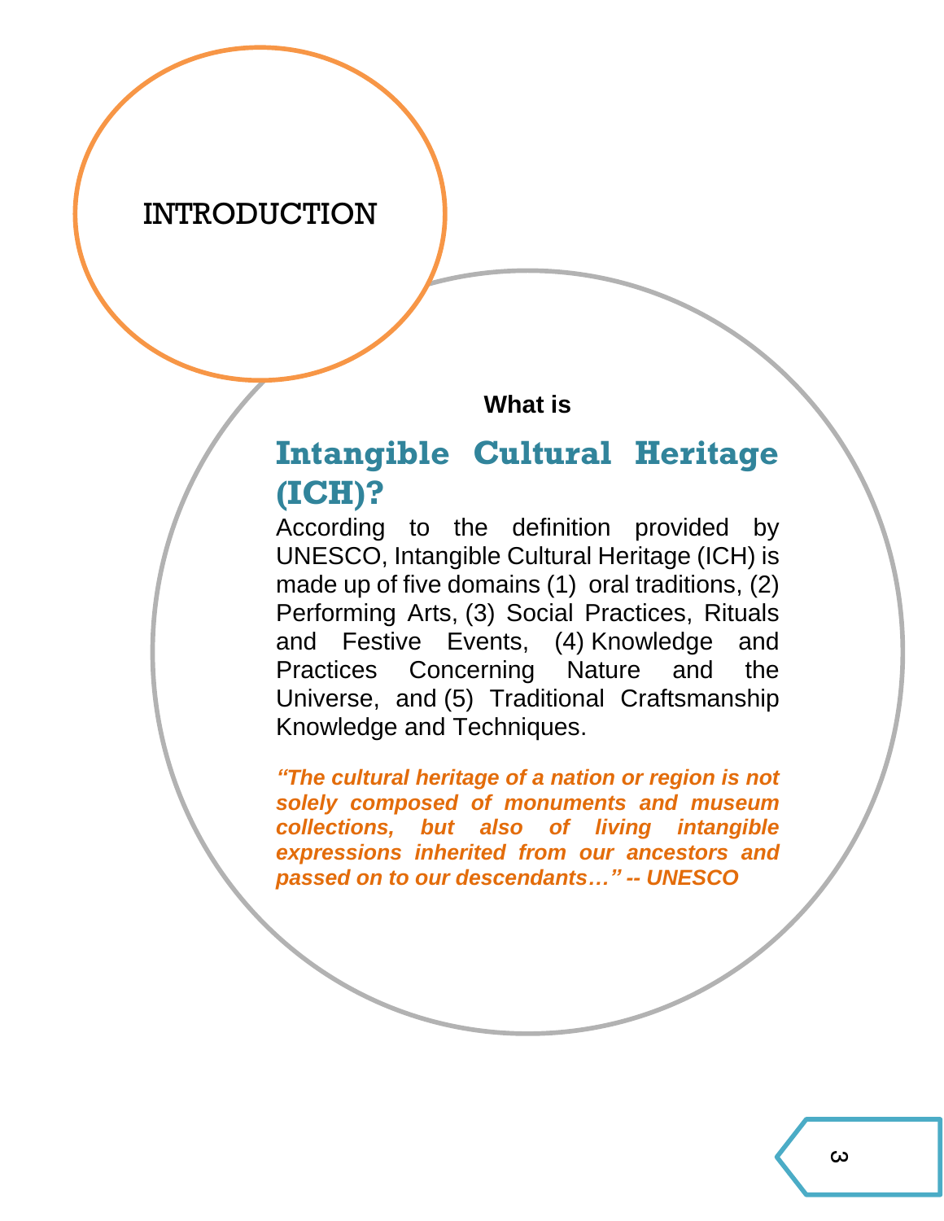# INTRODUCTION

**What is**

## Intangible Cultural Heritage (ICH)?

According to the definition provided by UNESCO, Intangible Cultural Heritage (ICH) is made up of five domains (1) oral traditions, (2) Performing Arts, (3) Social Practices, Rituals and Festive Events, (4) Knowledge and Practices Concerning Nature and the Universe, and (5) Traditional Craftsmanship Knowledge and Techniques.

***"The cultural heritage of a nation or region is not solely composed of monuments and museum collections, but also of living intangible expressions inherited from our ancestors and passed on to our descendants…" -- UNESCO***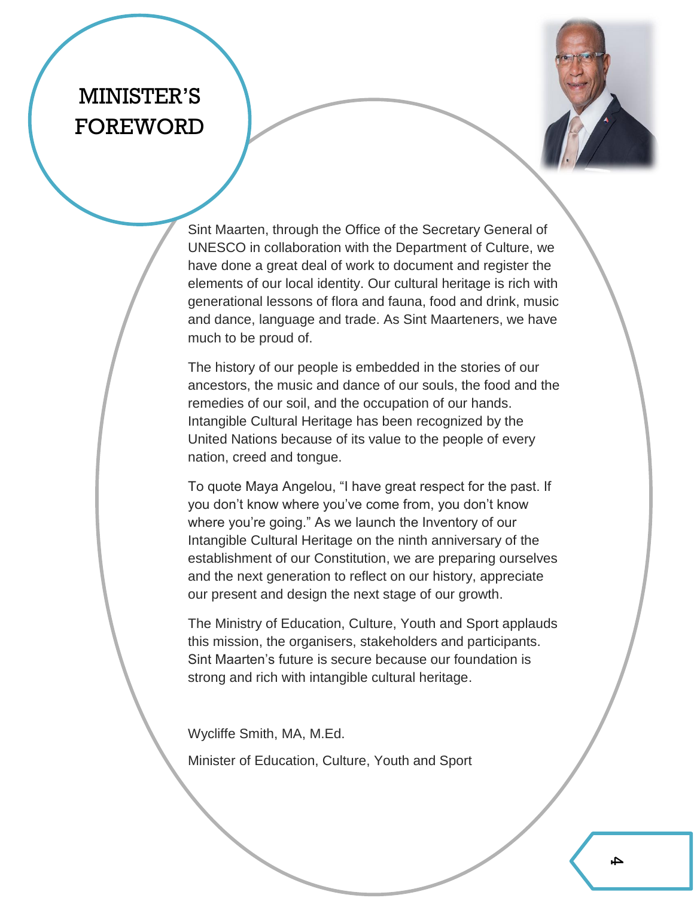# MINISTER'S FOREWORD

Sint Maarten, through the Office of the Secretary General of UNESCO in collaboration with the Department of Culture, we have done a great deal of work to document and register the elements of our local identity. Our cultural heritage is rich with generational lessons of flora and fauna, food and drink, music and dance, language and trade. As Sint Maarteners, we have much to be proud of.

The history of our people is embedded in the stories of our ancestors, the music and dance of our souls, the food and the remedies of our soil, and the occupation of our hands. Intangible Cultural Heritage has been recognized by the United Nations because of its value to the people of every nation, creed and tongue.

To quote Maya Angelou, "I have great respect for the past. If you don't know where you've come from, you don't know where you're going." As we launch the Inventory of our Intangible Cultural Heritage on the ninth anniversary of the establishment of our Constitution, we are preparing ourselves and the next generation to reflect on our history, appreciate our present and design the next stage of our growth.

The Ministry of Education, Culture, Youth and Sport applauds this mission, the organisers, stakeholders and participants. Sint Maarten's future is secure because our foundation is strong and rich with intangible cultural heritage.

Wycliffe Smith, MA, M.Ed.

Minister of Education, Culture, Youth and Sport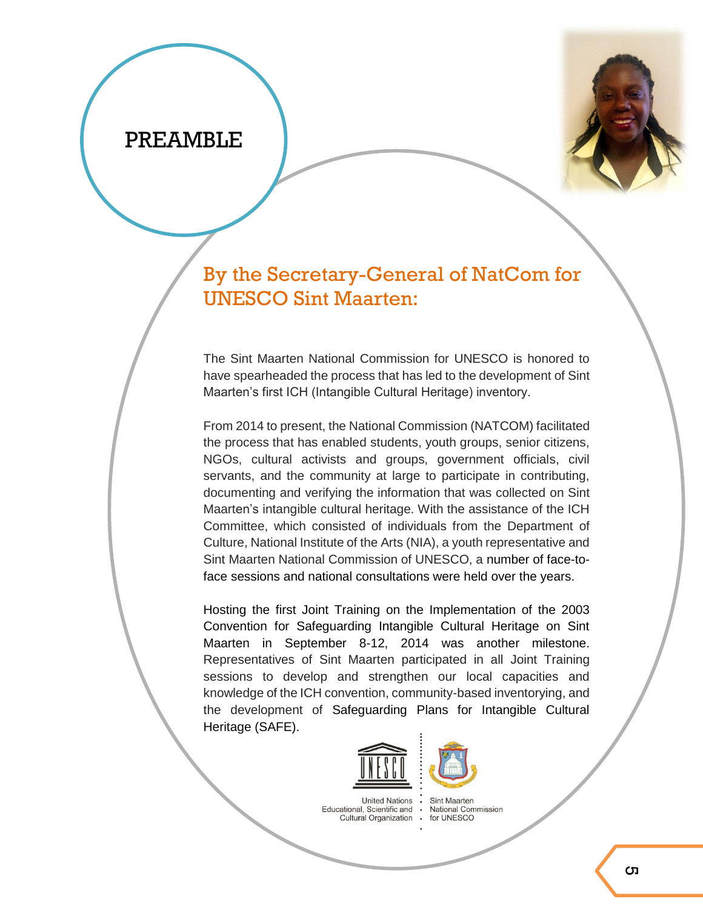# PREAMBLE

## By the Secretary-General of NatCom for UNESCO Sint Maarten:

The Sint Maarten National Commission for UNESCO is honored to have spearheaded the process that has led to the development of Sint Maarten's first ICH (Intangible Cultural Heritage) inventory.

From 2014 to present, the National Commission (NATCOM) facilitated the process that has enabled students, youth groups, senior citizens, NGOs, cultural activists and groups, government officials, civil servants, and the community at large to participate in contributing, documenting and verifying the information that was collected on Sint Maarten's intangible cultural heritage. With the assistance of the ICH Committee, which consisted of individuals from the Department of Culture, National Institute of the Arts (NIA), a youth representative and Sint Maarten National Commission of UNESCO, a number of face-to-face sessions and national consultations were held over the years.

Hosting the first Joint Training on the Implementation of the 2003 Convention for Safeguarding Intangible Cultural Heritage on Sint Maarten in September 8-12, 2014 was another milestone. Representatives of Sint Maarten participated in all Joint Training sessions to develop and strengthen our local capacities and knowledge of the ICH convention, community-based inventorying, and the development of Safeguarding Plans for Intangible Cultural Heritage (SAFE).

United Nations Educational, Scientific and Cultural Organization | Sint Maarten National Commission for UNESCO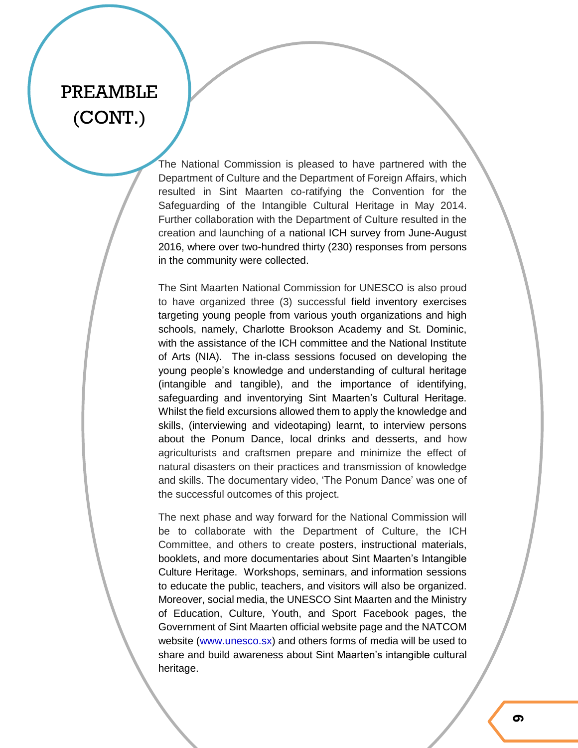# PREAMBLE (CONT.)

The National Commission is pleased to have partnered with the Department of Culture and the Department of Foreign Affairs, which resulted in Sint Maarten co-ratifying the Convention for the Safeguarding of the Intangible Cultural Heritage in May 2014. Further collaboration with the Department of Culture resulted in the creation and launching of a national ICH survey from June-August 2016, where over two-hundred thirty (230) responses from persons in the community were collected.

The Sint Maarten National Commission for UNESCO is also proud to have organized three (3) successful field inventory exercises targeting young people from various youth organizations and high schools, namely, Charlotte Brookson Academy and St. Dominic, with the assistance of the ICH committee and the National Institute of Arts (NIA). The in-class sessions focused on developing the young people's knowledge and understanding of cultural heritage (intangible and tangible), and the importance of identifying, safeguarding and inventorying Sint Maarten's Cultural Heritage. Whilst the field excursions allowed them to apply the knowledge and skills, (interviewing and videotaping) learnt, to interview persons about the Ponum Dance, local drinks and desserts, and how agriculturists and craftsmen prepare and minimize the effect of natural disasters on their practices and transmission of knowledge and skills. The documentary video, 'The Ponum Dance' was one of the successful outcomes of this project.

The next phase and way forward for the National Commission will be to collaborate with the Department of Culture, the ICH Committee, and others to create posters, instructional materials, booklets, and more documentaries about Sint Maarten's Intangible Culture Heritage. Workshops, seminars, and information sessions to educate the public, teachers, and visitors will also be organized. Moreover, social media, the UNESCO Sint Maarten and the Ministry of Education, Culture, Youth, and Sport Facebook pages, the Government of Sint Maarten official website page and the NATCOM website (www.unesco.sx) and others forms of media will be used to share and build awareness about Sint Maarten's intangible cultural heritage.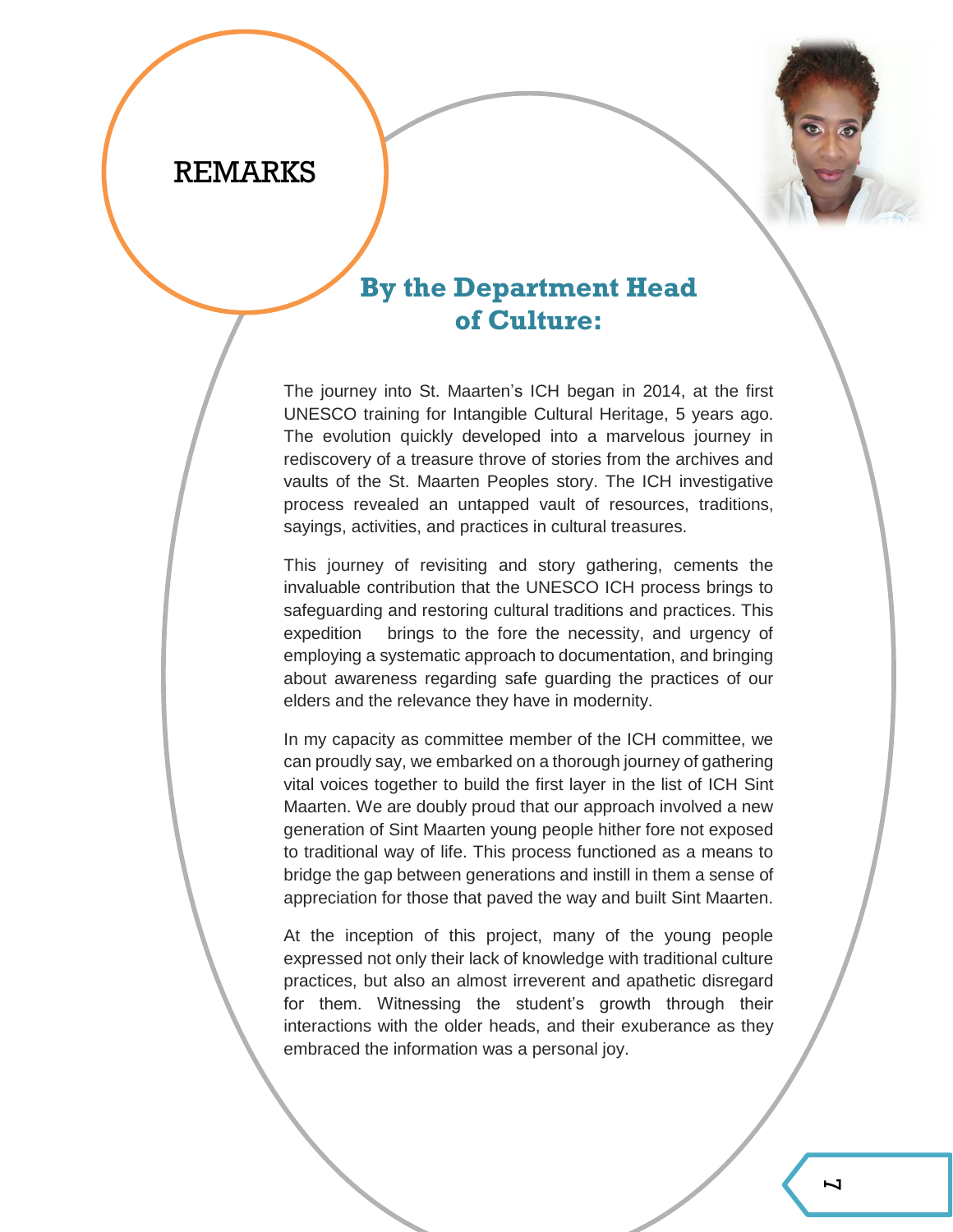# REMARKS

## By the Department Head of Culture:

The journey into St. Maarten's ICH began in 2014, at the first UNESCO training for Intangible Cultural Heritage, 5 years ago. The evolution quickly developed into a marvelous journey in rediscovery of a treasure throve of stories from the archives and vaults of the St. Maarten Peoples story. The ICH investigative process revealed an untapped vault of resources, traditions, sayings, activities, and practices in cultural treasures.

This journey of revisiting and story gathering, cements the invaluable contribution that the UNESCO ICH process brings to safeguarding and restoring cultural traditions and practices. This expedition brings to the fore the necessity, and urgency of employing a systematic approach to documentation, and bringing about awareness regarding safe guarding the practices of our elders and the relevance they have in modernity.

In my capacity as committee member of the ICH committee, we can proudly say, we embarked on a thorough journey of gathering vital voices together to build the first layer in the list of ICH Sint Maarten. We are doubly proud that our approach involved a new generation of Sint Maarten young people hither fore not exposed to traditional way of life. This process functioned as a means to bridge the gap between generations and instill in them a sense of appreciation for those that paved the way and built Sint Maarten.

At the inception of this project, many of the young people expressed not only their lack of knowledge with traditional culture practices, but also an almost irreverent and apathetic disregard for them. Witnessing the student's growth through their interactions with the older heads, and their exuberance as they embraced the information was a personal joy.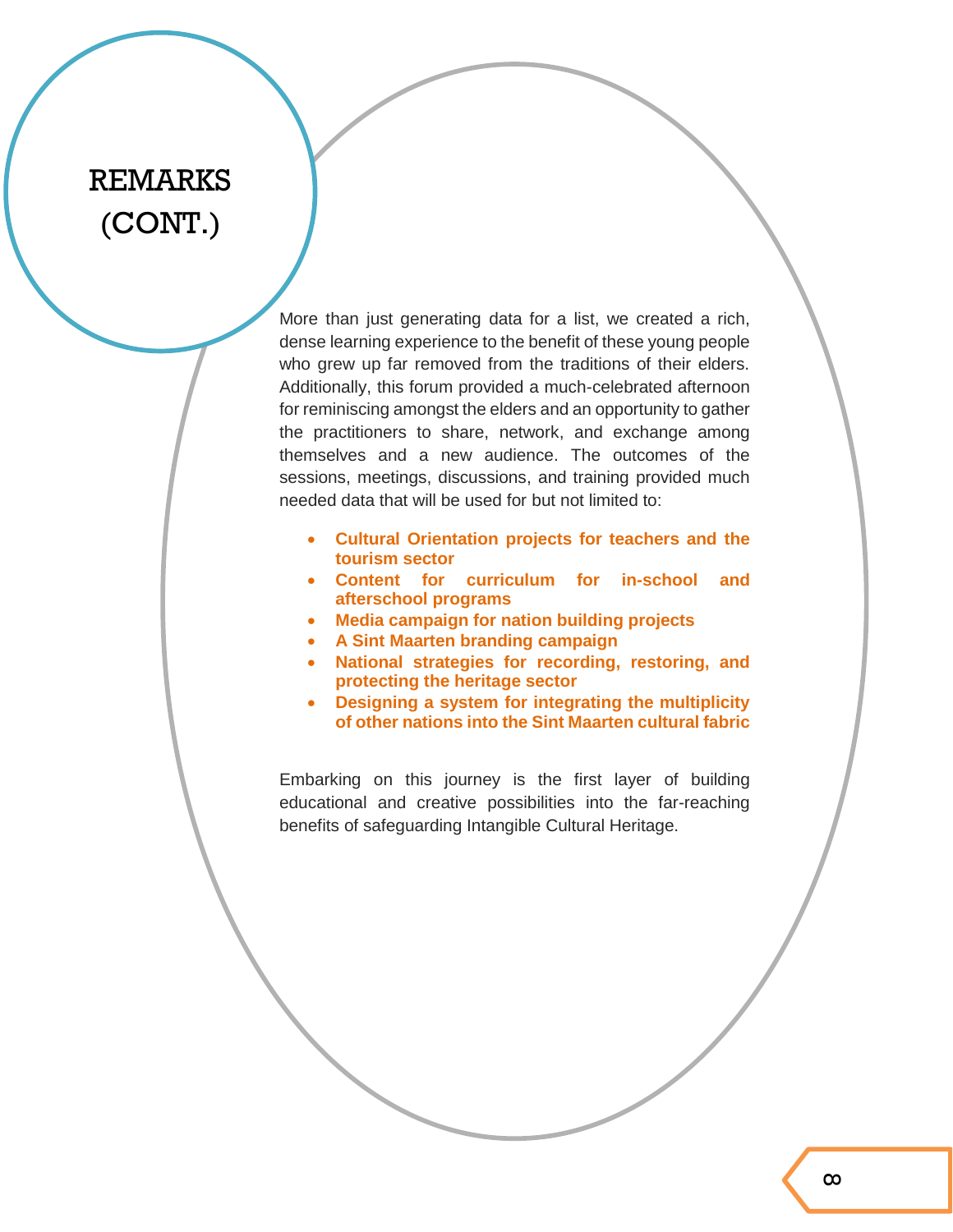# REMARKS (CONT.)

More than just generating data for a list, we created a rich, dense learning experience to the benefit of these young people who grew up far removed from the traditions of their elders. Additionally, this forum provided a much-celebrated afternoon for reminiscing amongst the elders and an opportunity to gather the practitioners to share, network, and exchange among themselves and a new audience. The outcomes of the sessions, meetings, discussions, and training provided much needed data that will be used for but not limited to:

- **Cultural Orientation projects for teachers and the tourism sector**
- **Content for curriculum for in-school and afterschool programs**
- **Media campaign for nation building projects**
- **A Sint Maarten branding campaign**
- **National strategies for recording, restoring, and protecting the heritage sector**
- **Designing a system for integrating the multiplicity of other nations into the Sint Maarten cultural fabric**

Embarking on this journey is the first layer of building educational and creative possibilities into the far-reaching benefits of safeguarding Intangible Cultural Heritage.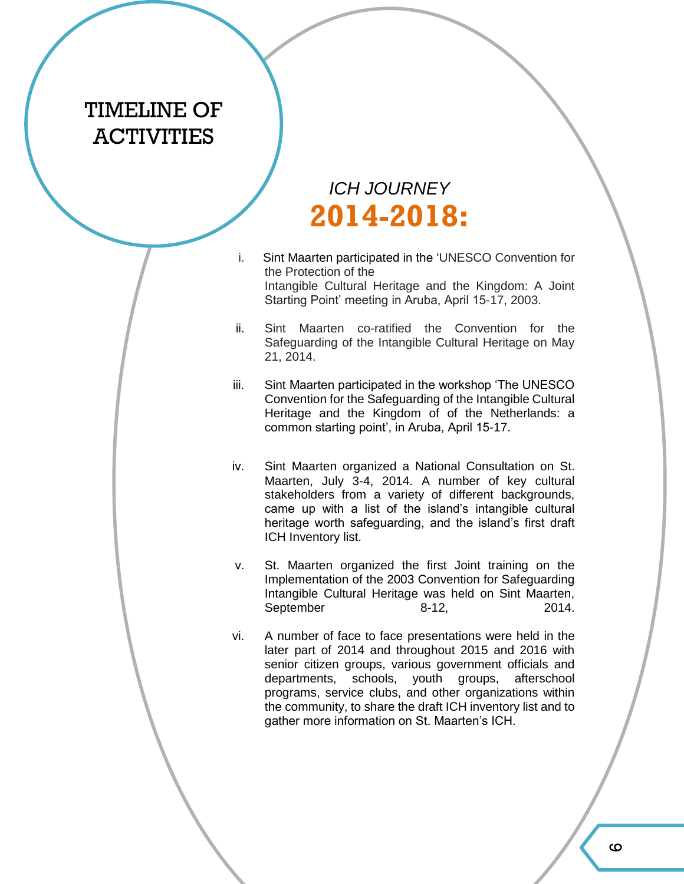# TIMELINE OF ACTIVITIES

## *ICH JOURNEY*

## 2014-2018:

i. Sint Maarten participated in the 'UNESCO Convention for the Protection of the Intangible Cultural Heritage and the Kingdom: A Joint Starting Point' meeting in Aruba, April 15-17, 2003.

ii. Sint Maarten co-ratified the Convention for the Safeguarding of the Intangible Cultural Heritage on May 21, 2014.

iii. Sint Maarten participated in the workshop 'The UNESCO Convention for the Safeguarding of the Intangible Cultural Heritage and the Kingdom of of the Netherlands: a common starting point', in Aruba, April 15-17.

iv. Sint Maarten organized a National Consultation on St. Maarten, July 3-4, 2014. A number of key cultural stakeholders from a variety of different backgrounds, came up with a list of the island's intangible cultural heritage worth safeguarding, and the island's first draft ICH Inventory list.

v. St. Maarten organized the first Joint training on the Implementation of the 2003 Convention for Safeguarding Intangible Cultural Heritage was held on Sint Maarten, September 8-12, 2014.

vi. A number of face to face presentations were held in the later part of 2014 and throughout 2015 and 2016 with senior citizen groups, various government officials and departments, schools, youth groups, afterschool programs, service clubs, and other organizations within the community, to share the draft ICH inventory list and to gather more information on St. Maarten's ICH.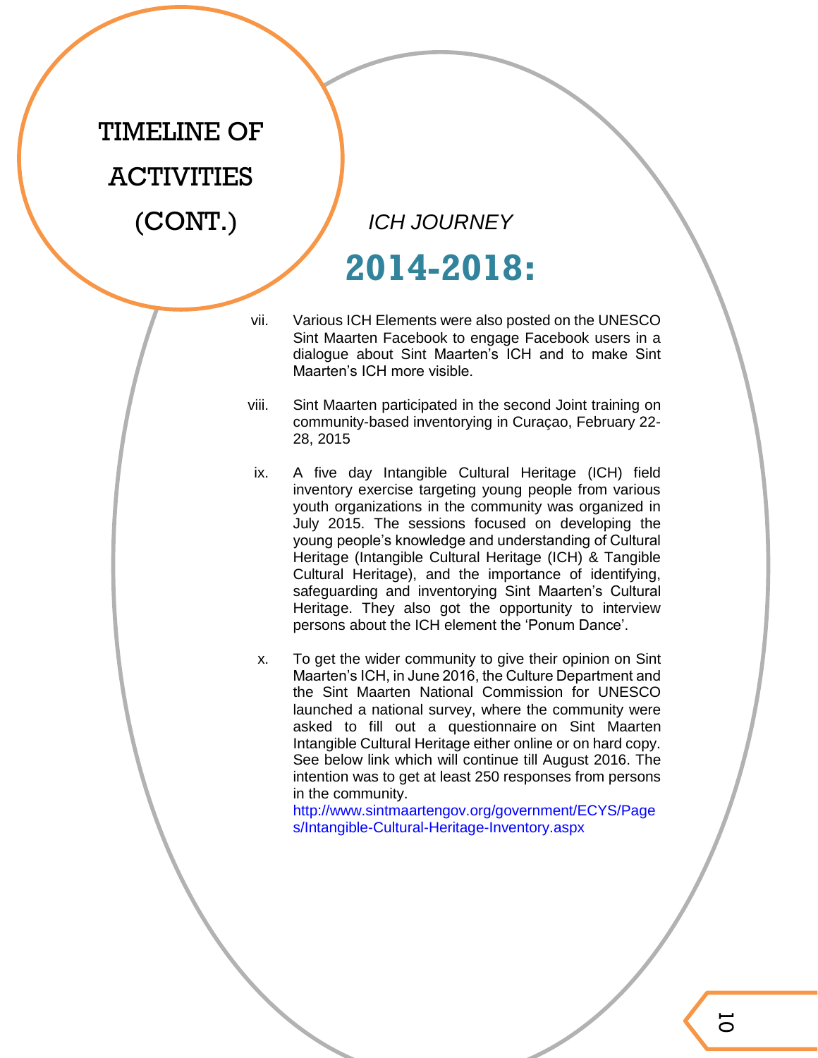# TIMELINE OF ACTIVITIES (CONT.)

*ICH JOURNEY*

## 2014-2018:

vii. Various ICH Elements were also posted on the UNESCO Sint Maarten Facebook to engage Facebook users in a dialogue about Sint Maarten's ICH and to make Sint Maarten's ICH more visible.

viii. Sint Maarten participated in the second Joint training on community-based inventorying in Curaçao, February 22-28, 2015

ix. A five day Intangible Cultural Heritage (ICH) field inventory exercise targeting young people from various youth organizations in the community was organized in July 2015. The sessions focused on developing the young people's knowledge and understanding of Cultural Heritage (Intangible Cultural Heritage (ICH) & Tangible Cultural Heritage), and the importance of identifying, safeguarding and inventorying Sint Maarten's Cultural Heritage. They also got the opportunity to interview persons about the ICH element the 'Ponum Dance'.

x. To get the wider community to give their opinion on Sint Maarten's ICH, in June 2016, the Culture Department and the Sint Maarten National Commission for UNESCO launched a national survey, where the community were asked to fill out a questionnaire on Sint Maarten Intangible Cultural Heritage either online or on hard copy. See below link which will continue till August 2016. The intention was to get at least 250 responses from persons in the community.
http://www.sintmaartengov.org/government/ECYS/Pages/Intangible-Cultural-Heritage-Inventory.aspx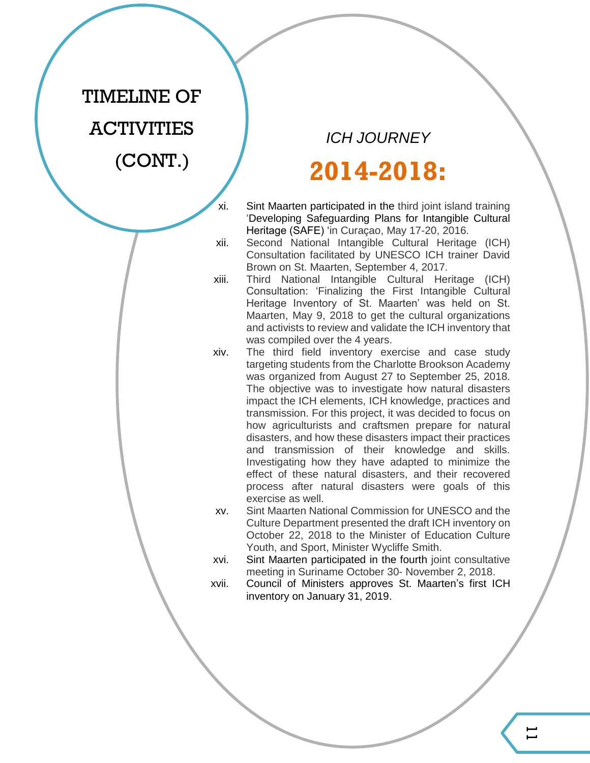# TIMELINE OF ACTIVITIES (CONT.)

*ICH JOURNEY*

## 2014-2018:

xi. Sint Maarten participated in the third joint island training 'Developing Safeguarding Plans for Intangible Cultural Heritage (SAFE) 'in Curaçao, May 17-20, 2016.

xii. Second National Intangible Cultural Heritage (ICH) Consultation facilitated by UNESCO ICH trainer David Brown on St. Maarten, September 4, 2017.

xiii. Third National Intangible Cultural Heritage (ICH) Consultation: 'Finalizing the First Intangible Cultural Heritage Inventory of St. Maarten' was held on St. Maarten, May 9, 2018 to get the cultural organizations and activists to review and validate the ICH inventory that was compiled over the 4 years.

xiv. The third field inventory exercise and case study targeting students from the Charlotte Brookson Academy was organized from August 27 to September 25, 2018. The objective was to investigate how natural disasters impact the ICH elements, ICH knowledge, practices and transmission. For this project, it was decided to focus on how agriculturists and craftsmen prepare for natural disasters, and how these disasters impact their practices and transmission of their knowledge and skills. Investigating how they have adapted to minimize the effect of these natural disasters, and their recovered process after natural disasters were goals of this exercise as well.

xv. Sint Maarten National Commission for UNESCO and the Culture Department presented the draft ICH inventory on October 22, 2018 to the Minister of Education Culture Youth, and Sport, Minister Wycliffe Smith.

xvi. Sint Maarten participated in the fourth joint consultative meeting in Suriname October 30- November 2, 2018.

xvii. Council of Ministers approves St. Maarten's first ICH inventory on January 31, 2019.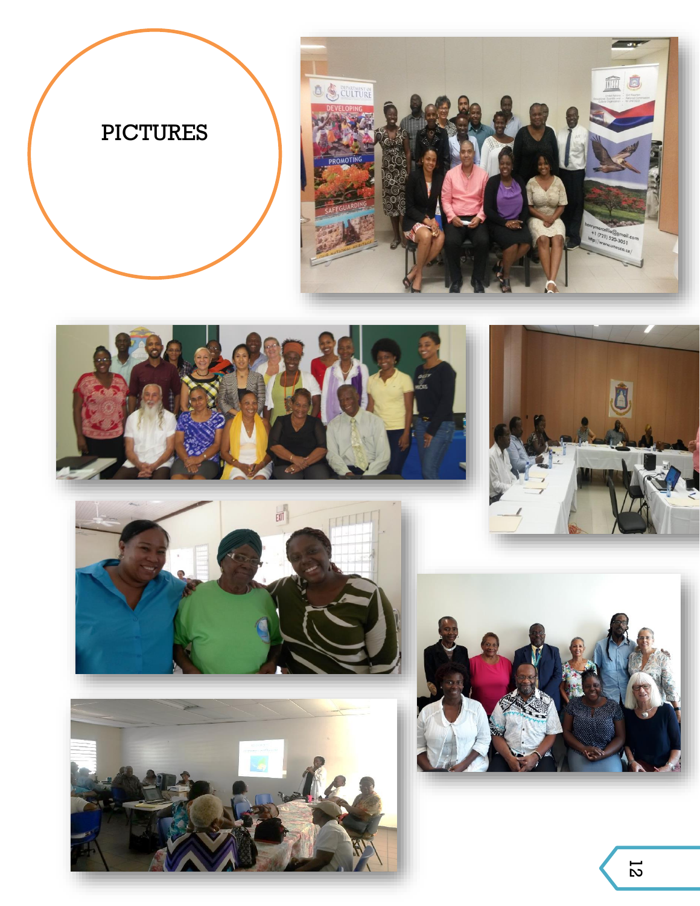# PICTURES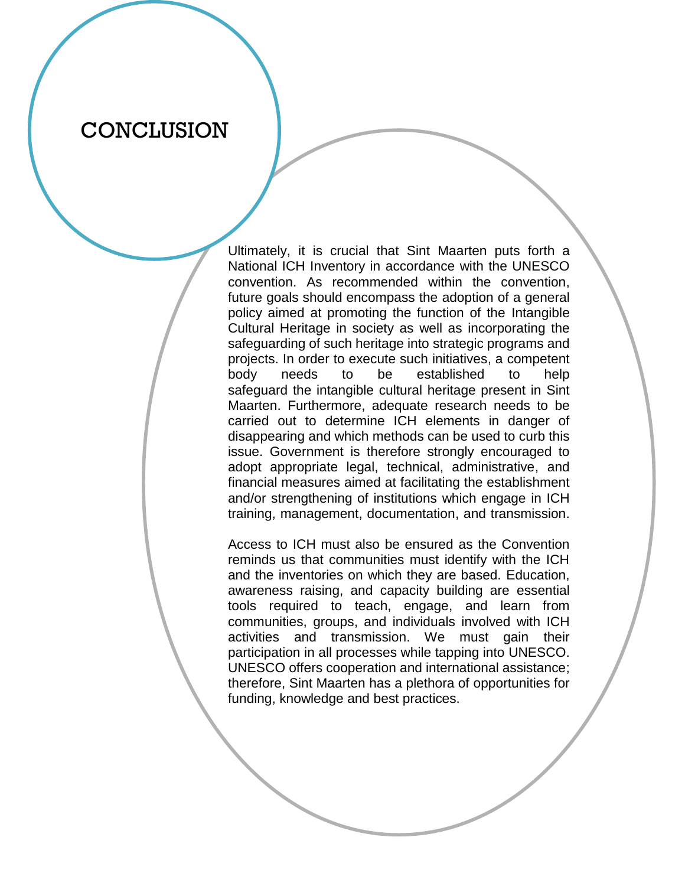# CONCLUSION

Ultimately, it is crucial that Sint Maarten puts forth a National ICH Inventory in accordance with the UNESCO convention. As recommended within the convention, future goals should encompass the adoption of a general policy aimed at promoting the function of the Intangible Cultural Heritage in society as well as incorporating the safeguarding of such heritage into strategic programs and projects. In order to execute such initiatives, a competent body needs to be established to help safeguard the intangible cultural heritage present in Sint Maarten. Furthermore, adequate research needs to be carried out to determine ICH elements in danger of disappearing and which methods can be used to curb this issue. Government is therefore strongly encouraged to adopt appropriate legal, technical, administrative, and financial measures aimed at facilitating the establishment and/or strengthening of institutions which engage in ICH training, management, documentation, and transmission.

Access to ICH must also be ensured as the Convention reminds us that communities must identify with the ICH and the inventories on which they are based. Education, awareness raising, and capacity building are essential tools required to teach, engage, and learn from communities, groups, and individuals involved with ICH activities and transmission. We must gain their participation in all processes while tapping into UNESCO. UNESCO offers cooperation and international assistance; therefore, Sint Maarten has a plethora of opportunities for funding, knowledge and best practices.